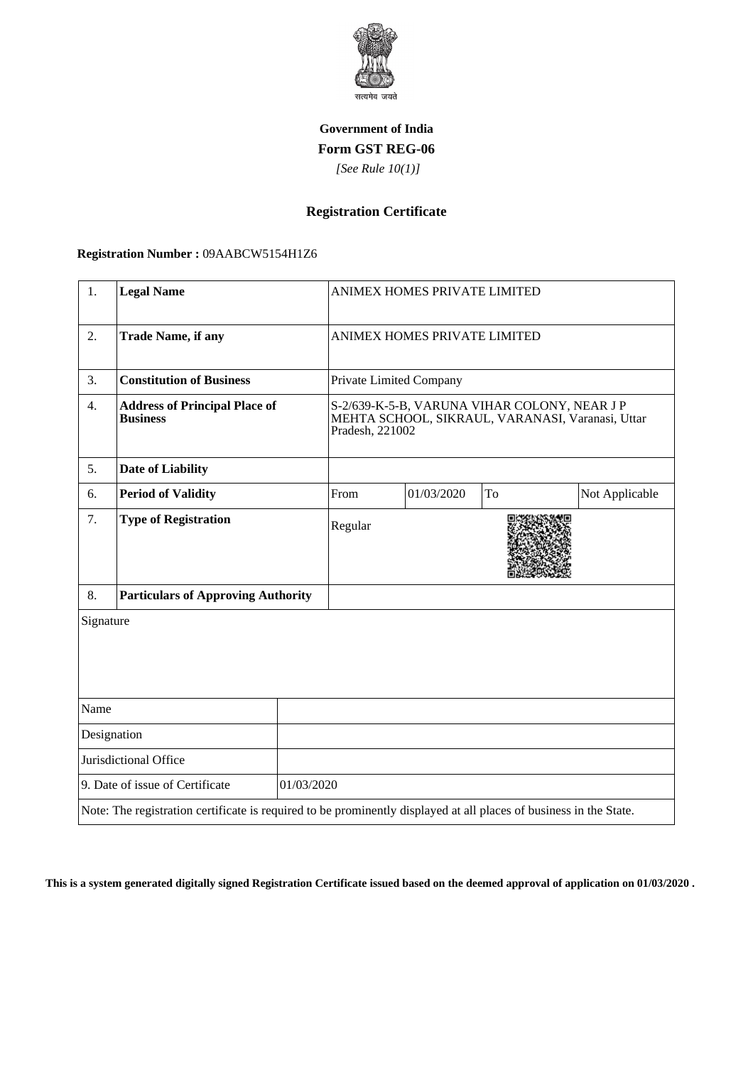सत्यमेव जयते

**Government of India**

**Form GST REG-06**

*[See Rule 10(1)]*

## Registration Certificate

**Registration Number :** 09AABCW5154H1Z6

| | | | | | |
|---|---|---|---|---|---|
| 1. | **Legal Name** | ANIMEX HOMES PRIVATE LIMITED | | | |
| 2. | **Trade Name, if any** | ANIMEX HOMES PRIVATE LIMITED | | | |
| 3. | **Constitution of Business** | Private Limited Company | | | |
| 4. | **Address of Principal Place of Business** | S-2/639-K-5-B, VARUNA VIHAR COLONY, NEAR J P MEHTA SCHOOL, SIKRAUL, VARANASI, Varanasi, Uttar Pradesh, 221002 | | | |
| 5. | **Date of Liability** | | | | |
| 6. | **Period of Validity** | From | 01/03/2020 | To | Not Applicable |
| 7. | **Type of Registration** | Regular | | | |
| 8. | **Particulars of Approving Authority** | | | | |

| | |
|---|---|
| Signature | |
| Name | |
| Designation | |
| Jurisdictional Office | |
| 9. Date of issue of Certificate | 01/03/2020 |

Note: The registration certificate is required to be prominently displayed at all places of business in the State.

**This is a system generated digitally signed Registration Certificate issued based on the deemed approval of application on 01/03/2020 .**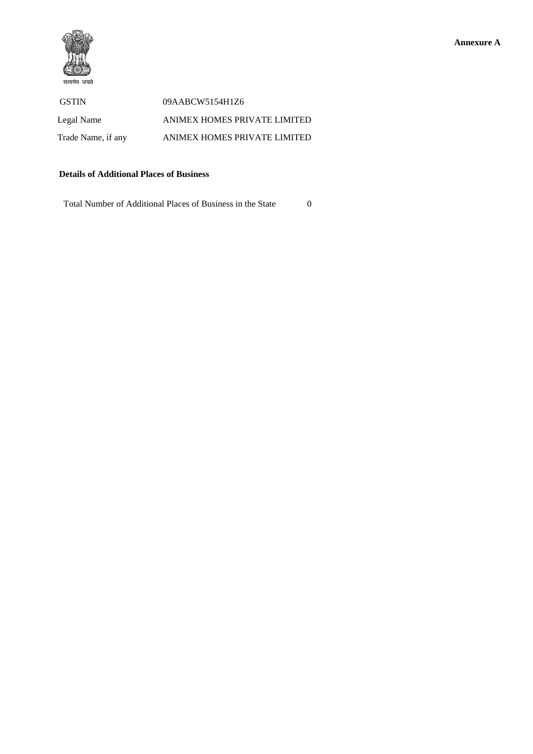**Annexure A**

सत्यमेव जयते

| GSTIN | 09AABCW5154H1Z6 |
|---|---|
| Legal Name | ANIMEX HOMES PRIVATE LIMITED |
| Trade Name, if any | ANIMEX HOMES PRIVATE LIMITED |

**Details of Additional Places of Business**

Total Number of Additional Places of Business in the State 0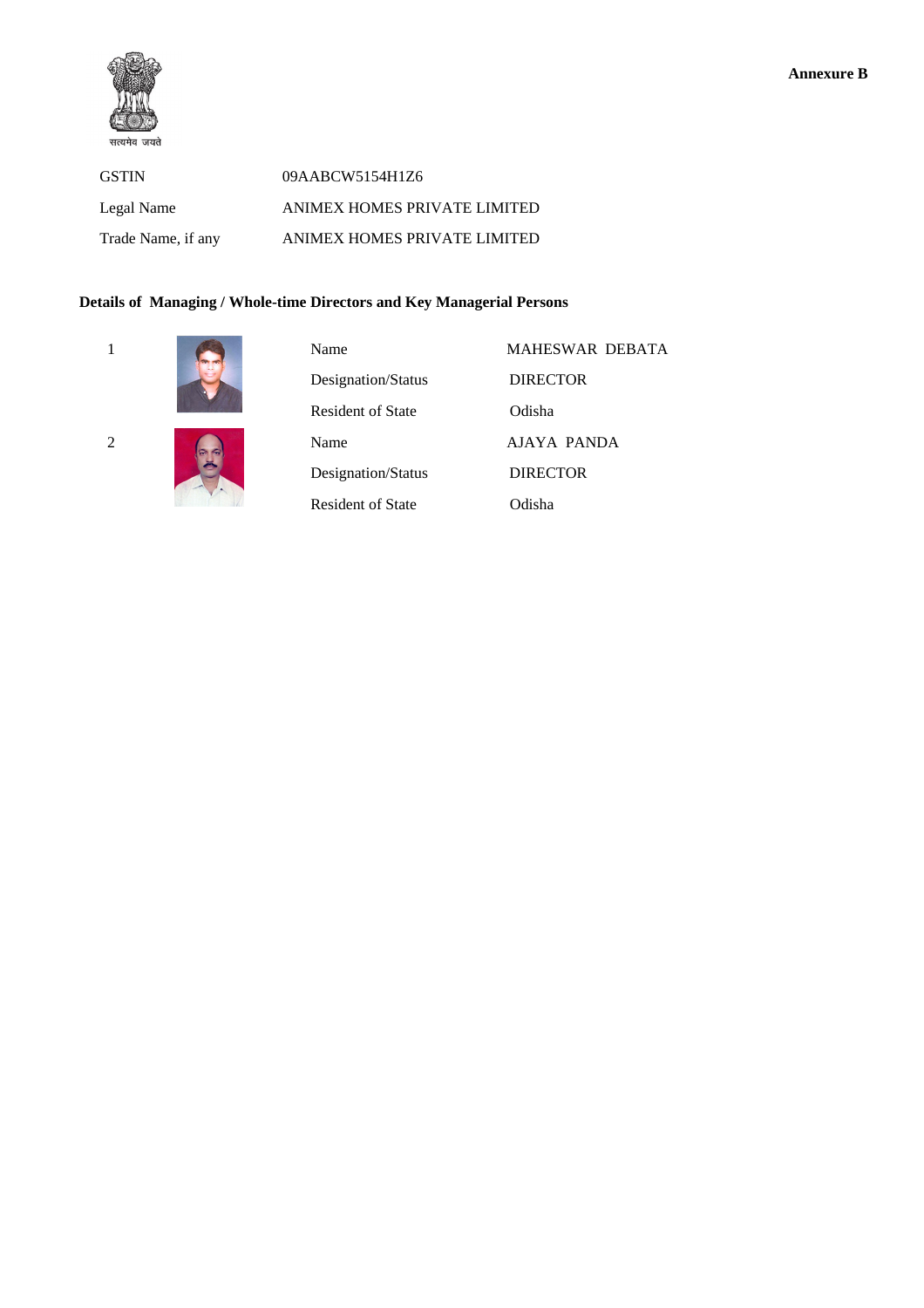**Annexure B**

| | |
|---|---|
| GSTIN | 09AABCW5154H1Z6 |
| Legal Name | ANIMEX HOMES PRIVATE LIMITED |
| Trade Name, if any | ANIMEX HOMES PRIVATE LIMITED |

**Details of Managing / Whole-time Directors and Key Managerial Persons**

| | | |
|---|---|---|
| 1 | Name | MAHESWAR DEBATA |
| | Designation/Status | DIRECTOR |
| | Resident of State | Odisha |
| 2 | Name | AJAYA PANDA |
| | Designation/Status | DIRECTOR |
| | Resident of State | Odisha |